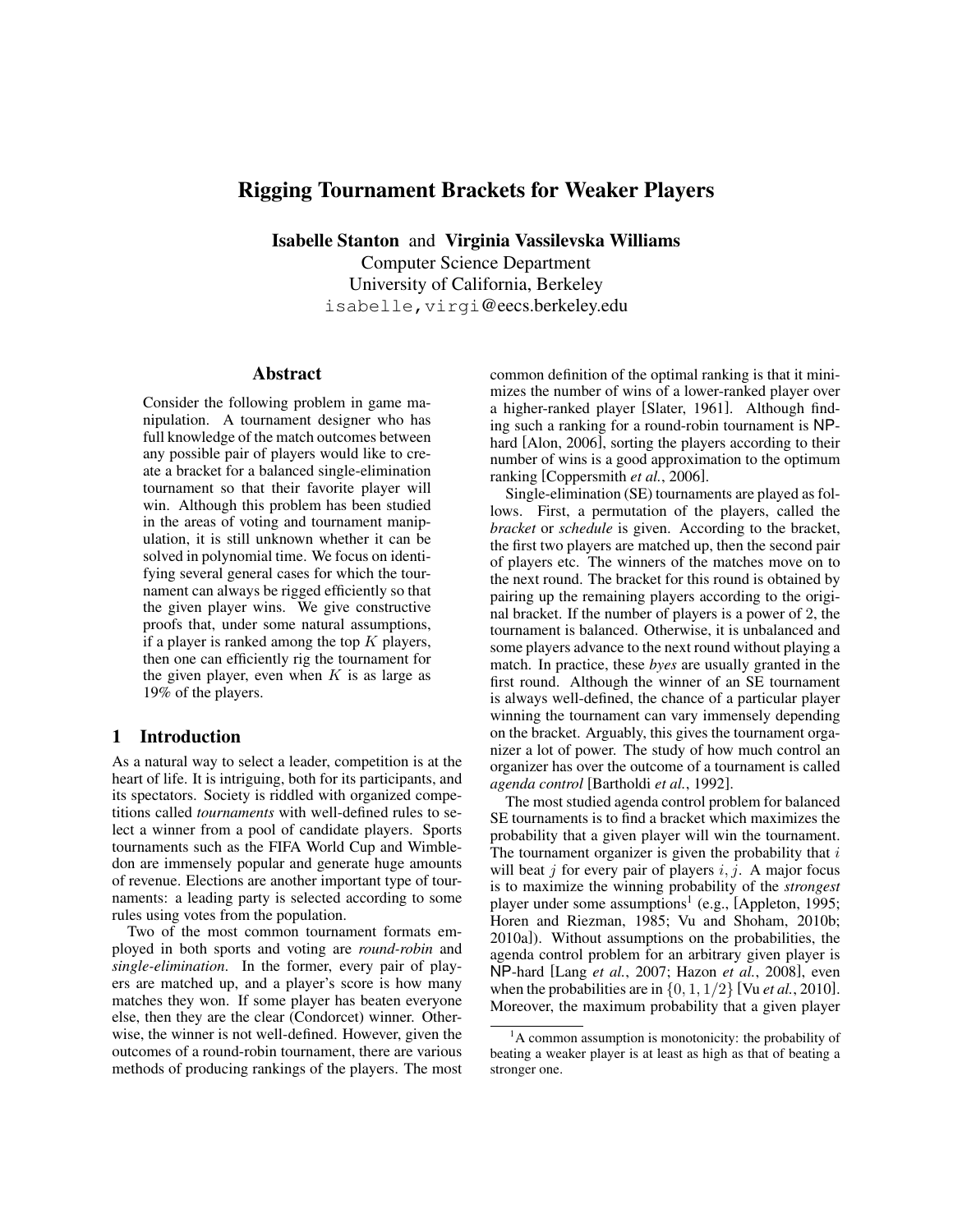# Rigging Tournament Brackets for Weaker Players

**Isabelle Stanton** and **Virginia Vassilevska Williams**
Computer Science Department
University of California, Berkeley
isabelle,virgi@eecs.berkeley.edu

## Abstract

Consider the following problem in game manipulation. A tournament designer who has full knowledge of the match outcomes between any possible pair of players would like to create a bracket for a balanced single-elimination tournament so that their favorite player will win. Although this problem has been studied in the areas of voting and tournament manipulation, it is still unknown whether it can be solved in polynomial time. We focus on identifying several general cases for which the tournament can always be rigged efficiently so that the given player wins. We give constructive proofs that, under some natural assumptions, if a player is ranked among the top $K$ players, then one can efficiently rig the tournament for the given player, even when $K$ is as large as 19% of the players.

## 1 Introduction

As a natural way to select a leader, competition is at the heart of life. It is intriguing, both for its participants, and its spectators. Society is riddled with organized competitions called *tournaments* with well-defined rules to select a winner from a pool of candidate players. Sports tournaments such as the FIFA World Cup and Wimbledon are immensely popular and generate huge amounts of revenue. Elections are another important type of tournaments: a leading party is selected according to some rules using votes from the population.

Two of the most common tournament formats employed in both sports and voting are *round-robin* and *single-elimination*. In the former, every pair of players are matched up, and a player's score is how many matches they won. If some player has beaten everyone else, then they are the clear (Condorcet) winner. Otherwise, the winner is not well-defined. However, given the outcomes of a round-robin tournament, there are various methods of producing rankings of the players. The most common definition of the optimal ranking is that it minimizes the number of wins of a lower-ranked player over a higher-ranked player [Slater, 1961]. Although finding such a ranking for a round-robin tournament is NP-hard [Alon, 2006], sorting the players according to their number of wins is a good approximation to the optimum ranking [Coppersmith *et al.*, 2006].

Single-elimination (SE) tournaments are played as follows. First, a permutation of the players, called the *bracket* or *schedule* is given. According to the bracket, the first two players are matched up, then the second pair of players etc. The winners of the matches move on to the next round. The bracket for this round is obtained by pairing up the remaining players according to the original bracket. If the number of players is a power of 2, the tournament is balanced. Otherwise, it is unbalanced and some players advance to the next round without playing a match. In practice, these *byes* are usually granted in the first round. Although the winner of an SE tournament is always well-defined, the chance of a particular player winning the tournament can vary immensely depending on the bracket. Arguably, this gives the tournament organizer a lot of power. The study of how much control an organizer has over the outcome of a tournament is called *agenda control* [Bartholdi *et al.*, 1992].

The most studied agenda control problem for balanced SE tournaments is to find a bracket which maximizes the probability that a given player will win the tournament. The tournament organizer is given the probability that $i$ will beat $j$ for every pair of players $i, j$. A major focus is to maximize the winning probability of the *strongest* player under some assumptions[1] (e.g., [Appleton, 1995; Horen and Riezman, 1985; Vu and Shoham, 2010b; 2010a]). Without assumptions on the probabilities, the agenda control problem for an arbitrary given player is NP-hard [Lang *et al.*, 2007; Hazon *et al.*, 2008], even when the probabilities are in $\{0, 1, 1/2\}$ [Vu *et al.*, 2010]. Moreover, the maximum probability that a given player

[1] A common assumption is monotonicity: the probability of beating a weaker player is at least as high as that of beating a stronger one.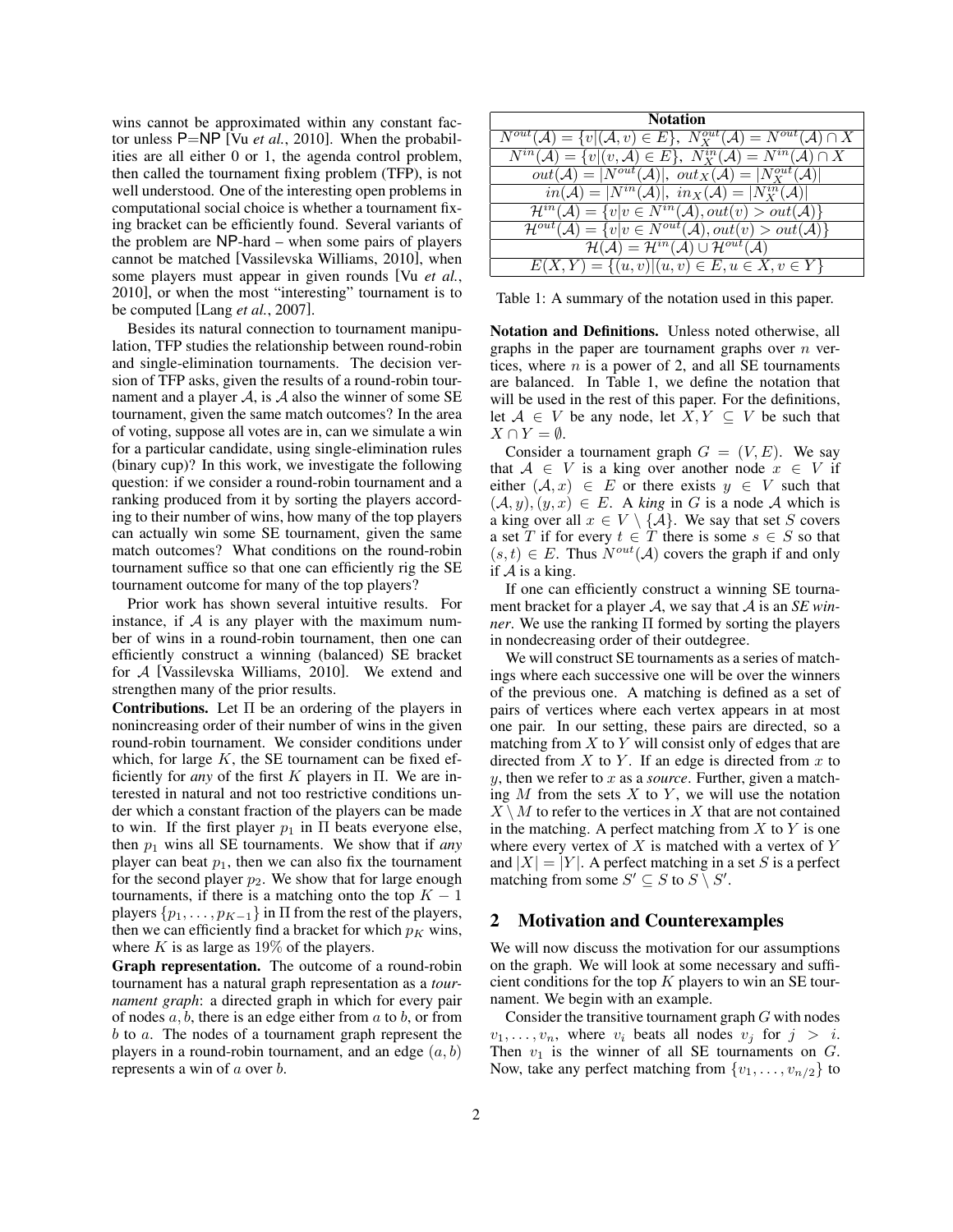wins cannot be approximated within any constant factor unless P=NP [Vu *et al.*, 2010]. When the probabilities are all either 0 or 1, the agenda control problem, then called the tournament fixing problem (TFP), is not well understood. One of the interesting open problems in computational social choice is whether a tournament fixing bracket can be efficiently found. Several variants of the problem are NP-hard – when some pairs of players cannot be matched [Vassilevska Williams, 2010], when some players must appear in given rounds [Vu *et al.*, 2010], or when the most "interesting" tournament is to be computed [Lang *et al.*, 2007].

Besides its natural connection to tournament manipulation, TFP studies the relationship between round-robin and single-elimination tournaments. The decision version of TFP asks, given the results of a round-robin tournament and a player $\mathcal{A}$, is $\mathcal{A}$ also the winner of some SE tournament, given the same match outcomes? In the area of voting, suppose all votes are in, can we simulate a win for a particular candidate, using single-elimination rules (binary cup)? In this work, we investigate the following question: if we consider a round-robin tournament and a ranking produced from it by sorting the players according to their number of wins, how many of the top players can actually win some SE tournament, given the same match outcomes? What conditions on the round-robin tournament suffice so that one can efficiently rig the SE tournament outcome for many of the top players?

Prior work has shown several intuitive results. For instance, if $\mathcal{A}$ is any player with the maximum number of wins in a round-robin tournament, then one can efficiently construct a winning (balanced) SE bracket for $\mathcal{A}$ [Vassilevska Williams, 2010]. We extend and strengthen many of the prior results.

**Contributions.** Let $\Pi$ be an ordering of the players in nonincreasing order of their number of wins in the given round-robin tournament. We consider conditions under which, for large $K$, the SE tournament can be fixed efficiently for *any* of the first $K$ players in $\Pi$. We are interested in natural and not too restrictive conditions under which a constant fraction of the players can be made to win. If the first player $p_1$ in $\Pi$ beats everyone else, then $p_1$ wins all SE tournaments. We show that if *any* player can beat $p_1$, then we can also fix the tournament for the second player $p_2$. We show that for large enough tournaments, if there is a matching onto the top $K-1$ players $\{p_1, \ldots, p_{K-1}\}$ in $\Pi$ from the rest of the players, then we can efficiently find a bracket for which $p_K$ wins, where $K$ is as large as 19% of the players.

**Graph representation.** The outcome of a round-robin tournament has a natural graph representation as a *tournament graph*: a directed graph in which for every pair of nodes $a, b$, there is an edge either from $a$ to $b$, or from $b$ to $a$. The nodes of a tournament graph represent the players in a round-robin tournament, and an edge $(a, b)$ represents a win of $a$ over $b$.

| Notation |
|---|
| $N^{out}(\mathcal{A}) = \{v \mid (\mathcal{A}, v) \in E\},\ N^{out}_X(\mathcal{A}) = N^{out}(\mathcal{A}) \cap X$ |
| $N^{in}(\mathcal{A}) = \{v \mid (v, \mathcal{A}) \in E\},\ N^{in}_X(\mathcal{A}) = N^{in}(\mathcal{A}) \cap X$ |
| $out(\mathcal{A}) = \lvert N^{out}(\mathcal{A})\rvert,\ out_X(\mathcal{A}) = \lvert N^{out}_X(\mathcal{A})\rvert$ |
| $in(\mathcal{A}) = \lvert N^{in}(\mathcal{A})\rvert,\ in_X(\mathcal{A}) = \lvert N^{in}_X(\mathcal{A})\rvert$ |
| $\mathcal{H}^{in}(\mathcal{A}) = \{v \mid v \in N^{in}(\mathcal{A}), out(v) > out(\mathcal{A})\}$ |
| $\mathcal{H}^{out}(\mathcal{A}) = \{v \mid v \in N^{out}(\mathcal{A}), out(v) > out(\mathcal{A})\}$ |
| $\mathcal{H}(\mathcal{A}) = \mathcal{H}^{in}(\mathcal{A}) \cup \mathcal{H}^{out}(\mathcal{A})$ |
| $E(X, Y) = \{(u, v) \mid (u, v) \in E, u \in X, v \in Y\}$ |

Table 1: A summary of the notation used in this paper.

**Notation and Definitions.** Unless noted otherwise, all graphs in the paper are tournament graphs over $n$ vertices, where $n$ is a power of 2, and all SE tournaments are balanced. In Table 1, we define the notation that will be used in the rest of this paper. For the definitions, let $\mathcal{A} \in V$ be any node, let $X, Y \subseteq V$ be such that $X \cap Y = \emptyset$.

Consider a tournament graph $G = (V, E)$. We say that $\mathcal{A} \in V$ is a king over another node $x \in V$ if either $(\mathcal{A}, x) \in E$ or there exists $y \in V$ such that $(\mathcal{A}, y), (y, x) \in E$. A *king* in $G$ is a node $\mathcal{A}$ which is a king over all $x \in V \setminus \{\mathcal{A}\}$. We say that set $S$ covers a set $T$ if for every $t \in T$ there is some $s \in S$ so that $(s, t) \in E$. Thus $N^{out}(\mathcal{A})$ covers the graph if and only if $\mathcal{A}$ is a king.

If one can efficiently construct a winning SE tournament bracket for a player $\mathcal{A}$, we say that $\mathcal{A}$ is an *SE winner*. We use the ranking $\Pi$ formed by sorting the players in nondecreasing order of their outdegree.

We will construct SE tournaments as a series of matchings where each successive one will be over the winners of the previous one. A matching is defined as a set of pairs of vertices where each vertex appears in at most one pair. In our setting, these pairs are directed, so a matching from $X$ to $Y$ will consist only of edges that are directed from $X$ to $Y$. If an edge is directed from $x$ to $y$, then we refer to $x$ as a *source*. Further, given a matching $M$ from the sets $X$ to $Y$, we will use the notation $X \setminus M$ to refer to the vertices in $X$ that are not contained in the matching. A perfect matching from $X$ to $Y$ is one where every vertex of $X$ is matched with a vertex of $Y$ and $|X| = |Y|$. A perfect matching in a set $S$ is a perfect matching from some $S' \subseteq S$ to $S \setminus S'$.

## 2 Motivation and Counterexamples

We will now discuss the motivation for our assumptions on the graph. We will look at some necessary and sufficient conditions for the top $K$ players to win an SE tournament. We begin with an example.

Consider the transitive tournament graph $G$ with nodes $v_1, \ldots, v_n$, where $v_i$ beats all nodes $v_j$ for $j > i$. Then $v_1$ is the winner of all SE tournaments on $G$. Now, take any perfect matching from $\{v_1, \ldots, v_{n/2}\}$ to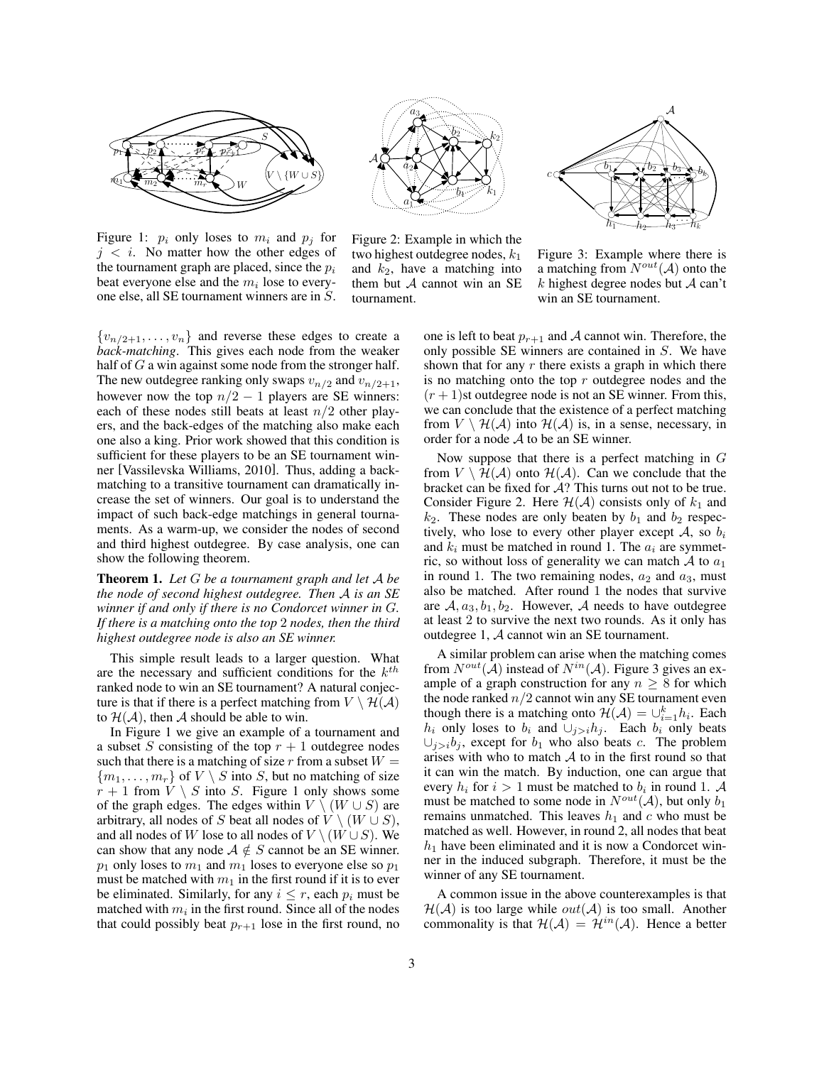Figure 1: $p_i$ only loses to $m_i$ and $p_j$ for $j < i$. No matter how the other edges of the tournament graph are placed, since the $p_i$ beat everyone else and the $m_i$ lose to everyone else, all SE tournament winners are in $S$.

Figure 2: Example in which the two highest outdegree nodes, $k_1$ and $k_2$, have a matching into them but $\mathcal{A}$ cannot win an SE tournament.

Figure 3: Example where there is a matching from $N^{out}(\mathcal{A})$ onto the $k$ highest degree nodes but $\mathcal{A}$ can't win an SE tournament.

$\{v_{n/2+1}, \ldots, v_n\}$ and reverse these edges to create a *back-matching*. This gives each node from the weaker half of $G$ a win against some node from the stronger half. The new outdegree ranking only swaps $v_{n/2}$ and $v_{n/2+1}$, however now the top $n/2 - 1$ players are SE winners: each of these nodes still beats at least $n/2$ other players, and the back-edges of the matching also make each one also a king. Prior work showed that this condition is sufficient for these players to be an SE tournament winner [Vassilevska Williams, 2010]. Thus, adding a back-matching to a transitive tournament can dramatically increase the set of winners. Our goal is to understand the impact of such back-edge matchings in general tournaments. As a warm-up, we consider the nodes of second and third highest outdegree. By case analysis, one can show the following theorem.

**Theorem 1.** *Let $G$ be a tournament graph and let $\mathcal{A}$ be the node of second highest outdegree. Then $\mathcal{A}$ is an SE winner if and only if there is no Condorcet winner in $G$. If there is a matching onto the top 2 nodes, then the third highest outdegree node is also an SE winner.*

This simple result leads to a larger question. What are the necessary and sufficient conditions for the $k^{th}$ ranked node to win an SE tournament? A natural conjecture is that if there is a perfect matching from $V \setminus \mathcal{H}(\mathcal{A})$ to $\mathcal{H}(\mathcal{A})$, then $\mathcal{A}$ should be able to win.

In Figure 1 we give an example of a tournament and a subset $S$ consisting of the top $r + 1$ outdegree nodes such that there is a matching of size $r$ from a subset $W = \{m_1, \ldots, m_r\}$ of $V \setminus S$ into $S$, but no matching of size $r + 1$ from $V \setminus S$ into $S$. Figure 1 only shows some of the graph edges. The edges within $V \setminus (W \cup S)$ are arbitrary, all nodes of $S$ beat all nodes of $V \setminus (W \cup S)$, and all nodes of $W$ lose to all nodes of $V \setminus (W \cup S)$. We can show that any node $\mathcal{A} \notin S$ cannot be an SE winner. $p_1$ only loses to $m_1$ and $m_1$ loses to everyone else so $p_1$ must be matched with $m_1$ in the first round if it is to ever be eliminated. Similarly, for any $i \leq r$, each $p_i$ must be matched with $m_i$ in the first round. Since all of the nodes that could possibly beat $p_{r+1}$ lose in the first round, no one is left to beat $p_{r+1}$ and $\mathcal{A}$ cannot win. Therefore, the only possible SE winners are contained in $S$. We have shown that for any $r$ there exists a graph in which there is no matching onto the top $r$ outdegree nodes and the $(r + 1)$st outdegree node is not an SE winner. From this, we can conclude that the existence of a perfect matching from $V \setminus \mathcal{H}(\mathcal{A})$ into $\mathcal{H}(\mathcal{A})$ is, in a sense, necessary, in order for a node $\mathcal{A}$ to be an SE winner.

Now suppose that there is a perfect matching in $G$ from $V \setminus \mathcal{H}(\mathcal{A})$ onto $\mathcal{H}(\mathcal{A})$. Can we conclude that the bracket can be fixed for $\mathcal{A}$? This turns out not to be true. Consider Figure 2. Here $\mathcal{H}(\mathcal{A})$ consists only of $k_1$ and $k_2$. These nodes are only beaten by $b_1$ and $b_2$ respectively, who lose to every other player except $\mathcal{A}$, so $b_i$ and $k_i$ must be matched in round 1. The $a_i$ are symmetric, so without loss of generality we can match $\mathcal{A}$ to $a_1$ in round 1. The two remaining nodes, $a_2$ and $a_3$, must also be matched. After round 1 the nodes that survive are $\mathcal{A}, a_3, b_1, b_2$. However, $\mathcal{A}$ needs to have outdegree at least 2 to survive the next two rounds. As it only has outdegree 1, $\mathcal{A}$ cannot win an SE tournament.

A similar problem can arise when the matching comes from $N^{out}(\mathcal{A})$ instead of $N^{in}(\mathcal{A})$. Figure 3 gives an example of a graph construction for any $n \geq 8$ for which the node ranked $n/2$ cannot win any SE tournament even though there is a matching onto $\mathcal{H}(\mathcal{A}) = \cup_{i=1}^{k} h_i$. Each $h_i$ only loses to $b_i$ and $\cup_{j>i} h_j$. Each $b_i$ only beats $\cup_{j>i} b_j$, except for $b_1$ who also beats $c$. The problem arises with who to match $\mathcal{A}$ to in the first round so that it can win the match. By induction, one can argue that every $h_i$ for $i > 1$ must be matched to $b_i$ in round 1. $\mathcal{A}$ must be matched to some node in $N^{out}(\mathcal{A})$, but only $b_1$ remains unmatched. This leaves $h_1$ and $c$ who must be matched as well. However, in round 2, all nodes that beat $h_1$ have been eliminated and it is now a Condorcet winner in the induced subgraph. Therefore, it must be the winner of any SE tournament.

A common issue in the above counterexamples is that $\mathcal{H}(\mathcal{A})$ is too large while $out(\mathcal{A})$ is too small. Another commonality is that $\mathcal{H}(\mathcal{A}) = \mathcal{H}^{in}(\mathcal{A})$. Hence a better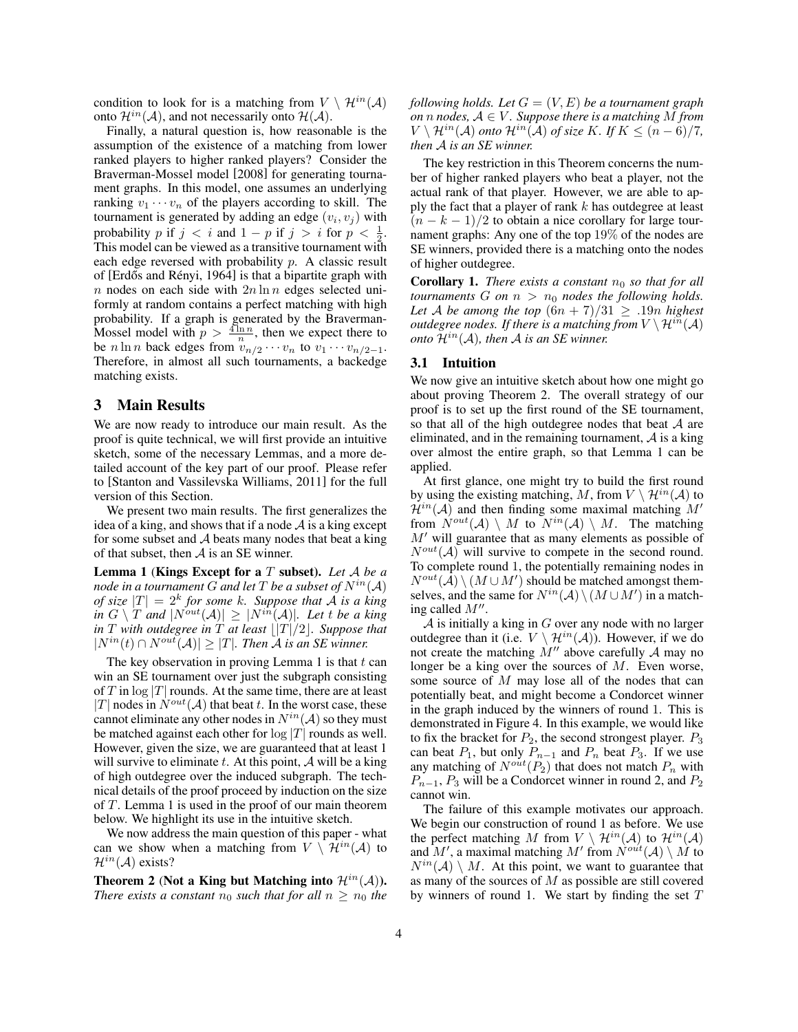condition to look for is a matching from $V \setminus \mathcal{H}^{in}(\mathcal{A})$ onto $\mathcal{H}^{in}(\mathcal{A})$, and not necessarily onto $\mathcal{H}(\mathcal{A})$.

Finally, a natural question is, how reasonable is the assumption of the existence of a matching from lower ranked players to higher ranked players? Consider the Braverman-Mossel model [2008] for generating tournament graphs. In this model, one assumes an underlying ranking $v_1 \cdots v_n$ of the players according to skill. The tournament is generated by adding an edge $(v_i, v_j)$ with probability $p$ if $j < i$ and $1-p$ if $j > i$ for $p < \frac{1}{2}$. This model can be viewed as a transitive tournament with each edge reversed with probability $p$. A classic result of [Erdős and Rényi, 1964] is that a bipartite graph with $n$ nodes on each side with $2n \ln n$ edges selected uniformly at random contains a perfect matching with high probability. If a graph is generated by the Braverman-Mossel model with $p > \frac{4 \ln n}{n}$, then we expect there to be $n \ln n$ back edges from $v_{n/2} \cdots v_n$ to $v_1 \cdots v_{n/2-1}$. Therefore, in almost all such tournaments, a backedge matching exists.

## 3 Main Results

We are now ready to introduce our main result. As the proof is quite technical, we will first provide an intuitive sketch, some of the necessary Lemmas, and a more detailed account of the key part of our proof. Please refer to [Stanton and Vassilevska Williams, 2011] for the full version of this Section.

We present two main results. The first generalizes the idea of a king, and shows that if a node $\mathcal{A}$ is a king except for some subset and $\mathcal{A}$ beats many nodes that beat a king of that subset, then $\mathcal{A}$ is an SE winner.

**Lemma 1 (Kings Except for a $T$ subset).** *Let $\mathcal{A}$ be a node in a tournament $G$ and let $T$ be a subset of $N^{in}(\mathcal{A})$ of size $|T| = 2^k$ for some $k$. Suppose that $\mathcal{A}$ is a king in $G \setminus T$ and $|N^{out}(\mathcal{A})| \geq |N^{in}(\mathcal{A})|$. Let $t$ be a king in $T$ with outdegree in $T$ at least $\lfloor |T|/2 \rfloor$. Suppose that $|N^{in}(t) \cap N^{out}(\mathcal{A})| \geq |T|$. Then $\mathcal{A}$ is an SE winner.*

The key observation in proving Lemma 1 is that $t$ can win an SE tournament over just the subgraph consisting of $T$ in $\log |T|$ rounds. At the same time, there are at least $|T|$ nodes in $N^{out}(\mathcal{A})$ that beat $t$. In the worst case, these cannot eliminate any other nodes in $N^{in}(\mathcal{A})$ so they must be matched against each other for $\log |T|$ rounds as well. However, given the size, we are guaranteed that at least 1 will survive to eliminate $t$. At this point, $\mathcal{A}$ will be a king of high outdegree over the induced subgraph. The technical details of the proof proceed by induction on the size of $T$. Lemma 1 is used in the proof of our main theorem below. We highlight its use in the intuitive sketch.

We now address the main question of this paper - what can we show when a matching from $V \setminus \mathcal{H}^{in}(\mathcal{A})$ to $\mathcal{H}^{in}(\mathcal{A})$ exists?

**Theorem 2 (Not a King but Matching into $\mathcal{H}^{in}(\mathcal{A})$).** *There exists a constant $n_0$ such that for all $n \geq n_0$ the following holds. Let $G = (V, E)$ be a tournament graph on $n$ nodes, $\mathcal{A} \in V$. Suppose there is a matching $M$ from $V \setminus \mathcal{H}^{in}(\mathcal{A})$ onto $\mathcal{H}^{in}(\mathcal{A})$ of size $K$. If $K \leq (n-6)/7$, then $\mathcal{A}$ is an SE winner.*

The key restriction in this Theorem concerns the number of higher ranked players who beat a player, not the actual rank of that player. However, we are able to apply the fact that a player of rank $k$ has outdegree at least $(n-k-1)/2$ to obtain a nice corollary for large tournament graphs: Any one of the top 19% of the nodes are SE winners, provided there is a matching onto the nodes of higher outdegree.

**Corollary 1.** *There exists a constant $n_0$ so that for all tournaments $G$ on $n > n_0$ nodes the following holds. Let $\mathcal{A}$ be among the top $(6n+7)/31 \geq .19n$ highest outdegree nodes. If there is a matching from $V \setminus \mathcal{H}^{in}(\mathcal{A})$ onto $\mathcal{H}^{in}(\mathcal{A})$, then $\mathcal{A}$ is an SE winner.*

### 3.1 Intuition

We now give an intuitive sketch about how one might go about proving Theorem 2. The overall strategy of our proof is to set up the first round of the SE tournament, so that all of the high outdegree nodes that beat $\mathcal{A}$ are eliminated, and in the remaining tournament, $\mathcal{A}$ is a king over almost the entire graph, so that Lemma 1 can be applied.

At first glance, one might try to build the first round by using the existing matching, $M$, from $V \setminus \mathcal{H}^{in}(\mathcal{A})$ to $\mathcal{H}^{in}(\mathcal{A})$ and then finding some maximal matching $M'$ from $N^{out}(\mathcal{A}) \setminus M$ to $N^{in}(\mathcal{A}) \setminus M$. The matching $M'$ will guarantee that as many elements as possible of $N^{out}(\mathcal{A})$ will survive to compete in the second round. To complete round 1, the potentially remaining nodes in $N^{out}(\mathcal{A}) \setminus (M \cup M')$ should be matched amongst themselves, and the same for $N^{in}(\mathcal{A}) \setminus (M \cup M')$ in a matching called $M''$.

$\mathcal{A}$ is initially a king in $G$ over any node with no larger outdegree than it (i.e. $V \setminus \mathcal{H}^{in}(\mathcal{A})$). However, if we do not create the matching $M''$ above carefully $\mathcal{A}$ may no longer be a king over the sources of $M$. Even worse, some source of $M$ may lose all of the nodes that can potentially beat, and might become a Condorcet winner in the graph induced by the winners of round 1. This is demonstrated in Figure 4. In this example, we would like to fix the bracket for $P_2$, the second strongest player. $P_3$ can beat $P_1$, but only $P_{n-1}$ and $P_n$ beat $P_3$. If we use any matching of $N^{out}(P_2)$ that does not match $P_n$ with $P_{n-1}$, $P_3$ will be a Condorcet winner in round 2, and $P_2$ cannot win.

The failure of this example motivates our approach. We begin our construction of round 1 as before. We use the perfect matching $M$ from $V \setminus \mathcal{H}^{in}(\mathcal{A})$ to $\mathcal{H}^{in}(\mathcal{A})$ and $M'$, a maximal matching $M'$ from $N^{out}(\mathcal{A}) \setminus M$ to $N^{in}(\mathcal{A}) \setminus M$. At this point, we want to guarantee that as many of the sources of $M$ as possible are still covered by winners of round 1. We start by finding the set $T$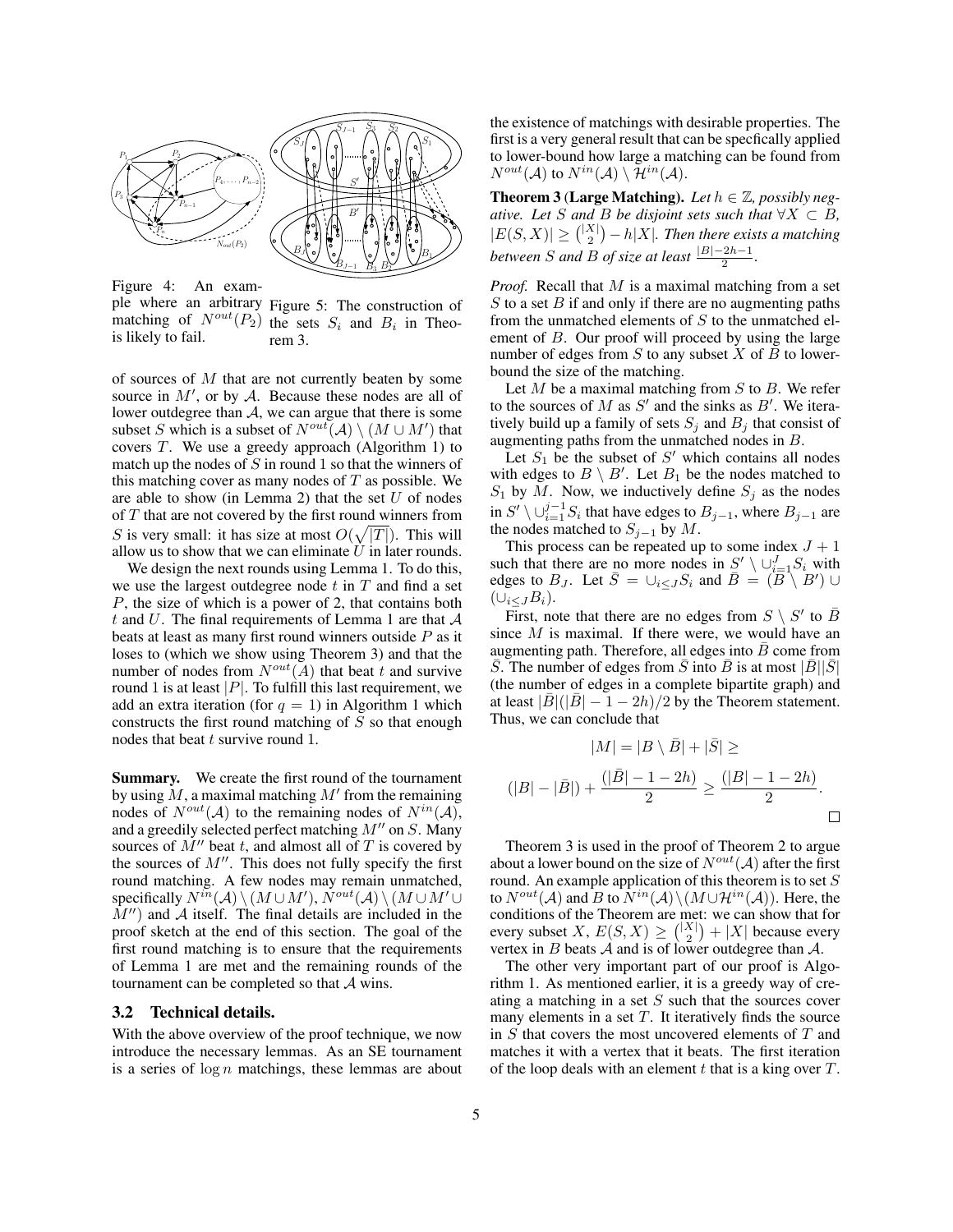Figure 4: An example where an arbitrary matching of $N^{out}(P_2)$ is likely to fail.

Figure 5: The construction of the sets $S_i$ and $B_i$ in Theorem 3.

of sources of $M$ that are not currently beaten by some source in $M'$, or by $\mathcal{A}$. Because these nodes are all of lower outdegree than $\mathcal{A}$, we can argue that there is some subset $S$ which is a subset of $N^{out}(\mathcal{A}) \setminus (M \cup M')$ that covers $T$. We use a greedy approach (Algorithm 1) to match up the nodes of $S$ in round 1 so that the winners of this matching cover as many nodes of $T$ as possible. We are able to show (in Lemma 2) that the set $U$ of nodes of $T$ that are not covered by the first round winners from $S$ is very small: it has size at most $O(\sqrt{|T|})$. This will allow us to show that we can eliminate $U$ in later rounds.

We design the next rounds using Lemma 1. To do this, we use the largest outdegree node $t$ in $T$ and find a set $P$, the size of which is a power of 2, that contains both $t$ and $U$. The final requirements of Lemma 1 are that $\mathcal{A}$ beats at least as many first round winners outside $P$ as it loses to (which we show using Theorem 3) and that the number of nodes from $N^{out}(A)$ that beat $t$ and survive round 1 is at least $|P|$. To fulfill this last requirement, we add an extra iteration (for $q = 1$) in Algorithm 1 which constructs the first round matching of $S$ so that enough nodes that beat $t$ survive round 1.

**Summary.** We create the first round of the tournament by using $M$, a maximal matching $M'$ from the remaining nodes of $N^{out}(\mathcal{A})$ to the remaining nodes of $N^{in}(\mathcal{A})$, and a greedily selected perfect matching $M''$ on $S$. Many sources of $M''$ beat $t$, and almost all of $T$ is covered by the sources of $M''$. This does not fully specify the first round matching. A few nodes may remain unmatched, specifically $N^{in}(\mathcal{A}) \setminus (M \cup M')$, $N^{out}(\mathcal{A}) \setminus (M \cup M' \cup M'')$ and $\mathcal{A}$ itself. The final details are included in the proof sketch at the end of this section. The goal of the first round matching is to ensure that the requirements of Lemma 1 are met and the remaining rounds of the tournament can be completed so that $\mathcal{A}$ wins.

### 3.2 Technical details.

With the above overview of the proof technique, we now introduce the necessary lemmas. As an SE tournament is a series of $\log n$ matchings, these lemmas are about the existence of matchings with desirable properties. The first is a very general result that can be specfically applied to lower-bound how large a matching can be found from $N^{out}(\mathcal{A})$ to $N^{in}(\mathcal{A}) \setminus \mathcal{H}^{in}(\mathcal{A})$.

**Theorem 3 (Large Matching).** *Let $h \in \mathbb{Z}$, possibly negative. Let $S$ and $B$ be disjoint sets such that $\forall X \subset B$, $|E(S, X)| \geq \binom{|X|}{2} - h|X|$. Then there exists a matching between $S$ and $B$ of size at least $\frac{|B|-2h-1}{2}$.*

*Proof.* Recall that $M$ is a maximal matching from a set $S$ to a set $B$ if and only if there are no augmenting paths from the unmatched elements of $S$ to the unmatched element of $B$. Our proof will proceed by using the large number of edges from $S$ to any subset $X$ of $B$ to lower-bound the size of the matching.

Let $M$ be a maximal matching from $S$ to $B$. We refer to the sources of $M$ as $S'$ and the sinks as $B'$. We iteratively build up a family of sets $S_j$ and $B_j$ that consist of augmenting paths from the unmatched nodes in $B$.

Let $S_1$ be the subset of $S'$ which contains all nodes with edges to $B \setminus B'$. Let $B_1$ be the nodes matched to $S_1$ by $M$. Now, we inductively define $S_j$ as the nodes in $S' \setminus \cup_{i=1}^{j-1} S_i$ that have edges to $B_{j-1}$, where $B_{j-1}$ are the nodes matched to $S_{j-1}$ by $M$.

This process can be repeated up to some index $J + 1$ such that there are no more nodes in $S' \setminus \cup_{i=1}^{J} S_i$ with edges to $B_J$. Let $\bar{S} = \cup_{i \leq J} S_i$ and $\bar{B} = (B \setminus B') \cup (\cup_{i \leq J} B_i)$.

First, note that there are no edges from $S \setminus S'$ to $\bar{B}$ since $M$ is maximal. If there were, we would have an augmenting path. Therefore, all edges into $\bar{B}$ come from $\bar{S}$. The number of edges from $\bar{S}$ into $\bar{B}$ is at most $|\bar{B}||\bar{S}|$ (the number of edges in a complete bipartite graph) and at least $|\bar{B}|(|\bar{B}| - 1 - 2h)/2$ by the Theorem statement. Thus, we can conclude that

$$|M| = |B \setminus \bar{B}| + |\bar{S}| \geq$$

$$(|B| - |\bar{B}|) + \frac{(|\bar{B}| - 1 - 2h)}{2} \geq \frac{(|B| - 1 - 2h)}{2}.$$

□

Theorem 3 is used in the proof of Theorem 2 to argue about a lower bound on the size of $N^{out}(\mathcal{A})$ after the first round. An example application of this theorem is to set $S$ to $N^{out}(\mathcal{A})$ and $B$ to $N^{in}(\mathcal{A}) \setminus (M \cup \mathcal{H}^{in}(\mathcal{A}))$. Here, the conditions of the Theorem are met: we can show that for every subset $X$, $E(S, X) \geq \binom{|X|}{2} + |X|$ because every vertex in $B$ beats $\mathcal{A}$ and is of lower outdegree than $\mathcal{A}$.

The other very important part of our proof is Algorithm 1. As mentioned earlier, it is a greedy way of creating a matching in a set $S$ such that the sources cover many elements in a set $T$. It iteratively finds the source in $S$ that covers the most uncovered elements of $T$ and matches it with a vertex that it beats. The first iteration of the loop deals with an element $t$ that is a king over $T$.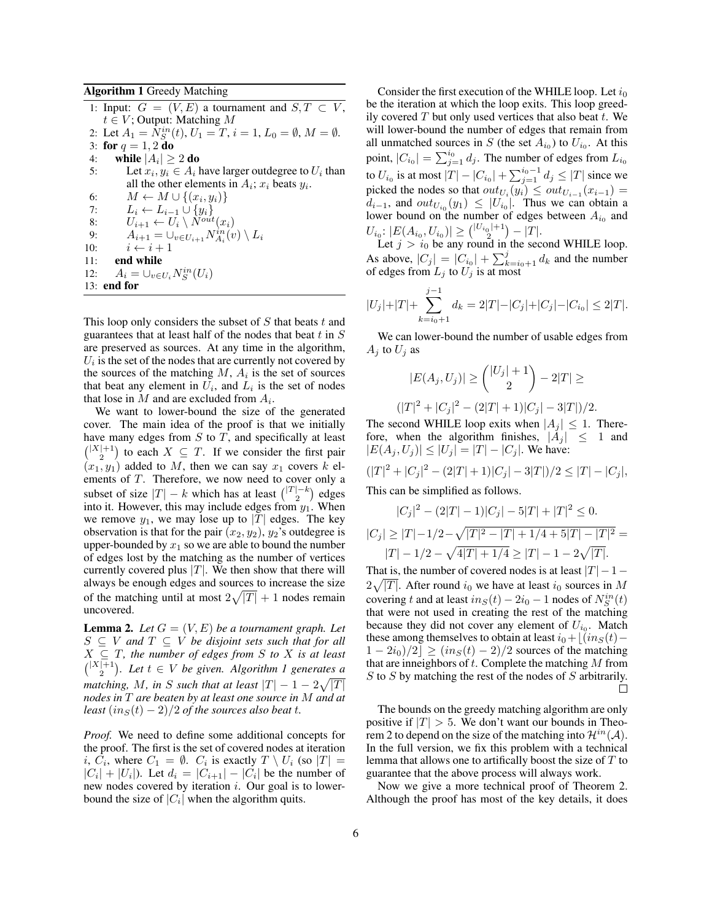**Algorithm 1** Greedy Matching

```
1: Input: G = (V, E) a tournament and S, T ⊂ V, t ∈ V; Output: Matching M
2: Let A_1 = N_S^in(t), U_1 = T, i = 1, L_0 = ∅, M = ∅.
3: for q = 1, 2 do
4:    while |A_i| ≥ 2 do
5:       Let x_i, y_i ∈ A_i have larger outdegree to U_i than all the other elements in A_i; x_i beats y_i.
6:       M ← M ∪ {(x_i, y_i)}
7:       L_i ← L_{i-1} ∪ {y_i}
8:       U_{i+1} ← U_i \ N^out(x_i)
9:       A_{i+1} = ∪_{v∈U_{i+1}} N_{A_i}^in(v) \ L_i
10:      i ← i + 1
11:   end while
12:   A_i = ∪_{v∈U_i} N_S^in(U_i)
13: end for
```

This loop only considers the subset of $S$ that beats $t$ and guarantees that at least half of the nodes that beat $t$ in $S$ are preserved as sources. At any time in the algorithm, $U_i$ is the set of the nodes that are currently not covered by the sources of the matching $M$, $A_i$ is the set of sources that beat any element in $U_i$, and $L_i$ is the set of nodes that lose in $M$ and are excluded from $A_i$.

We want to lower-bound the size of the generated cover. The main idea of the proof is that we initially have many edges from $S$ to $T$, and specifically at least $\binom{|X|+1}{2}$ to each $X \subseteq T$. If we consider the first pair $(x_1, y_1)$ added to $M$, then we can say $x_1$ covers $k$ elements of $T$. Therefore, we now need to cover only a subset of size $|T| - k$ which has at least $\binom{|T|-k}{2}$ edges into it. However, this may include edges from $y_1$. When we remove $y_1$, we may lose up to $|T|$ edges. The key observation is that for the pair $(x_2, y_2)$, $y_2$'s outdegree is upper-bounded by $x_1$ so we are able to bound the number of edges lost by the matching as the number of vertices currently covered plus $|T|$. We then show that there will always be enough edges and sources to increase the size of the matching until at most $2\sqrt{|T|} + 1$ nodes remain uncovered.

**Lemma 2.** *Let $G = (V, E)$ be a tournament graph. Let $S \subseteq V$ and $T \subseteq V$ be disjoint sets such that for all $X \subseteq T$, the number of edges from $S$ to $X$ is at least $\binom{|X|+1}{2}$. Let $t \in V$ be given. Algorithm 1 generates a matching, $M$, in $S$ such that at least $|T| - 1 - 2\sqrt{|T|}$ nodes in $T$ are beaten by at least one source in $M$ and at least $(in_S(t) - 2)/2$ of the sources also beat $t$.*

*Proof.* We need to define some additional concepts for the proof. The first is the set of covered nodes at iteration $i$, $C_i$, where $C_1 = \emptyset$. $C_i$ is exactly $T \setminus U_i$ (so $|T| = |C_i| + |U_i|$). Let $d_i = |C_{i+1}| - |C_i|$ be the number of new nodes covered by iteration $i$. Our goal is to lower-bound the size of $|C_i|$ when the algorithm quits.

Consider the first execution of the WHILE loop. Let $i_0$ be the iteration at which the loop exits. This loop greedily covered $T$ but only used vertices that also beat $t$. We will lower-bound the number of edges that remain from all unmatched sources in $S$ (the set $A_{i_0}$) to $U_{i_0}$. At this point, $|C_{i_0}| = \sum_{j=1}^{i_0} d_j$. The number of edges from $L_{i_0}$ to $U_{i_0}$ is at most $|T| - |C_{i_0}| + \sum_{j=1}^{i_0-1} d_j \leq |T|$ since we picked the nodes so that $out_{U_i}(y_i) \leq out_{U_{i-1}}(x_{i-1}) = d_{i-1}$, and $out_{U_{i_0}}(y_1) \leq |U_{i_0}|$. Thus we can obtain a lower bound on the number of edges between $A_{i_0}$ and $U_{i_0}$: $|E(A_{i_0}, U_{i_0})| \geq \binom{|U_{i_0}|+1}{2} - |T|$.

Let $j > i_0$ be any round in the second WHILE loop. As above, $|C_j| = |C_{i_0}| + \sum_{k=i_0+1}^{j} d_k$ and the number of edges from $L_j$ to $U_j$ is at most

$$|U_j| + |T| + \sum_{k=i_0+1}^{j-1} d_k = 2|T| - |C_j| + |C_j| - |C_{i_0}| \leq 2|T|.$$

We can lower-bound the number of usable edges from $A_j$ to $U_j$ as

$$|E(A_j, U_j)| \geq \binom{|U_j|+1}{2} - 2|T| \geq$$

$$(|T|^2 + |C_j|^2 - (2|T| + 1)|C_j| - 3|T|)/2.$$

The second WHILE loop exits when $|A_j| \leq 1$. Therefore, when the algorithm finishes, $|A_j| \leq 1$ and $|E(A_j, U_j)| \leq |U_j| = |T| - |C_j|$. We have:

$$(|T|^2 + |C_j|^2 - (2|T| + 1)|C_j| - 3|T|)/2 \leq |T| - |C_j|,$$

This can be simplified as follows.

$$|C_j|^2 - (2|T| - 1)|C_j| - 5|T| + |T|^2 \leq 0.$$

$$|C_j| \geq |T| - 1/2 - \sqrt{|T|^2 - |T| + 1/4 + 5|T| - |T|^2} =$$

$$|T| - 1/2 - \sqrt{4|T| + 1/4} \geq |T| - 1 - 2\sqrt{|T|}.$$

That is, the number of covered nodes is at least $|T| - 1 - 2\sqrt{|T|}$. After round $i_0$ we have at least $i_0$ sources in $M$ covering $t$ and at least $in_S(t) - 2i_0 - 1$ nodes of $N_S^{in}(t)$ that were not used in creating the rest of the matching because they did not cover any element of $U_{i_0}$. Match these among themselves to obtain at least $i_0 + \lfloor (in_S(t) - 1 - 2i_0)/2 \rfloor \geq (in_S(t) - 2)/2$ sources of the matching that are inneighbors of $t$. Complete the matching $M$ from $S$ to $S$ by matching the rest of the nodes of $S$ arbitrarily. □

The bounds on the greedy matching algorithm are only positive if $|T| > 5$. We don't want our bounds in Theorem 2 to depend on the size of the matching into $\mathcal{H}^{in}(\mathcal{A})$. In the full version, we fix this problem with a technical lemma that allows one to artifically boost the size of $T$ to guarantee that the above process will always work.

Now we give a more technical proof of Theorem 2. Although the proof has most of the key details, it does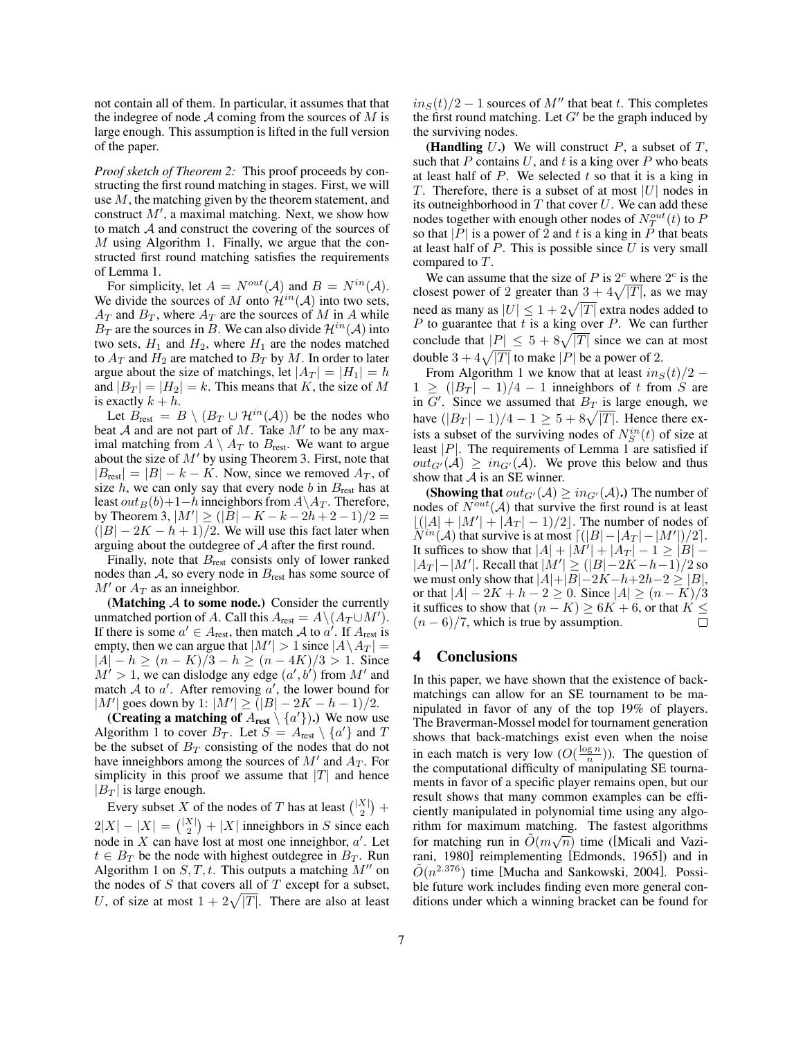not contain all of them. In particular, it assumes that that the indegree of node $\mathcal{A}$ coming from the sources of $M$ is large enough. This assumption is lifted in the full version of the paper.

*Proof sketch of Theorem 2:* This proof proceeds by constructing the first round matching in stages. First, we will use $M$, the matching given by the theorem statement, and construct $M'$, a maximal matching. Next, we show how to match $\mathcal{A}$ and construct the covering of the sources of $M$ using Algorithm 1. Finally, we argue that the constructed first round matching satisfies the requirements of Lemma 1.

For simplicity, let $A = N^{out}(\mathcal{A})$ and $B = N^{in}(\mathcal{A})$. We divide the sources of $M$ onto $\mathcal{H}^{in}(\mathcal{A})$ into two sets, $A_T$ and $B_T$, where $A_T$ are the sources of $M$ in $A$ while $B_T$ are the sources in $B$. We can also divide $\mathcal{H}^{in}(\mathcal{A})$ into two sets, $H_1$ and $H_2$, where $H_1$ are the nodes matched to $A_T$ and $H_2$ are matched to $B_T$ by $M$. In order to later argue about the size of matchings, let $|A_T| = |H_1| = h$ and $|B_T| = |H_2| = k$. This means that $K$, the size of $M$ is exactly $k + h$.

Let $B_{\text{rest}} = B \setminus (B_T \cup \mathcal{H}^{in}(\mathcal{A}))$ be the nodes who beat $\mathcal{A}$ and are not part of $M$. Take $M'$ to be any maximal matching from $A \setminus A_T$ to $B_{\text{rest}}$. We want to argue about the size of $M'$ by using Theorem 3. First, note that $|B_{\text{rest}}| = |B| - k - K$. Now, since we removed $A_T$, of size $h$, we can only say that every node $b$ in $B_{\text{rest}}$ has at least $out_B(b)+1-h$ inneighbors from $A \setminus A_T$. Therefore, by Theorem 3, $|M'| \geq (|B| - K - k - 2h + 2 - 1)/2 = (|B| - 2K - h + 1)/2$. We will use this fact later when arguing about the outdegree of $\mathcal{A}$ after the first round.

Finally, note that $B_{\text{rest}}$ consists only of lower ranked nodes than $\mathcal{A}$, so every node in $B_{\text{rest}}$ has some source of $M'$ or $A_T$ as an inneighbor.

**(Matching $\mathcal{A}$ to some node.)** Consider the currently unmatched portion of $A$. Call this $A_{\text{rest}} = A \setminus (A_T \cup M')$. If there is some $a' \in A_{\text{rest}}$, then match $\mathcal{A}$ to $a'$. If $A_{\text{rest}}$ is empty, then we can argue that $|M'| > 1$ since $|A \setminus A_T| = |A| - h \geq (n - K)/3 - h \geq (n - 4K)/3 > 1$. Since $M' > 1$, we can dislodge any edge $(a', b')$ from $M'$ and match $\mathcal{A}$ to $a'$. After removing $a'$, the lower bound for $|M'|$ goes down by 1: $|M'| \geq (|B| - 2K - h - 1)/2$.

**(Creating a matching of $A_{\text{rest}} \setminus \{a'\}$.)** We now use Algorithm 1 to cover $B_T$. Let $S = A_{\text{rest}} \setminus \{a'\}$ and $T$ be the subset of $B_T$ consisting of the nodes that do not have inneighbors among the sources of $M'$ and $A_T$. For simplicity in this proof we assume that $|T|$ and hence $|B_T|$ is large enough.

Every subset $X$ of the nodes of $T$ has at least $\binom{|X|}{2} + 2|X| - |X| = \binom{|X|}{2} + |X|$ inneighbors in $S$ since each node in $X$ can have lost at most one inneighbor, $a'$. Let $t \in B_T$ be the node with highest outdegree in $B_T$. Run Algorithm 1 on $S, T, t$. This outputs a matching $M''$ on the nodes of $S$ that covers all of $T$ except for a subset, $U$, of size at most $1 + 2\sqrt{|T|}$. There are also at least $in_S(t)/2 - 1$ sources of $M''$ that beat $t$. This completes the first round matching. Let $G'$ be the graph induced by the surviving nodes.

**(Handling $U$.)** We will construct $P$, a subset of $T$, such that $P$ contains $U$, and $t$ is a king over $P$ who beats at least half of $P$. We selected $t$ so that it is a king in $T$. Therefore, there is a subset of at most $|U|$ nodes in its outneighborhood in $T$ that cover $U$. We can add these nodes together with enough other nodes of $N^{out}_T(t)$ to $P$ so that $|P|$ is a power of 2 and $t$ is a king in $P$ that beats at least half of $P$. This is possible since $U$ is very small compared to $T$.

We can assume that the size of $P$ is $2^c$ where $2^c$ is the closest power of 2 greater than $3 + 4\sqrt{|T|}$, as we may need as many as $|U| \leq 1 + 2\sqrt{|T|}$ extra nodes added to $P$ to guarantee that $t$ is a king over $P$. We can further conclude that $|P| \leq 5 + 8\sqrt{|T|}$ since we can at most double $3 + 4\sqrt{|T|}$ to make $|P|$ be a power of 2.

From Algorithm 1 we know that at least $in_S(t)/2 - 1 \geq (|B_T| - 1)/4 - 1$ inneighbors of $t$ from $S$ are in $G'$. Since we assumed that $B_T$ is large enough, we have $(|B_T| - 1)/4 - 1 \geq 5 + 8\sqrt{|T|}$. Hence there exists a subset of the surviving nodes of $N^{in}_S(t)$ of size at least $|P|$. The requirements of Lemma 1 are satisfied if $out_{G'}(\mathcal{A}) \geq in_{G'}(\mathcal{A})$. We prove this below and thus show that $\mathcal{A}$ is an SE winner.

**(Showing that $out_{G'}(\mathcal{A}) \geq in_{G'}(\mathcal{A})$.)** The number of nodes of $N^{out}(\mathcal{A})$ that survive the first round is at least $\lfloor (|A| + |M'| + |A_T| - 1)/2 \rfloor$. The number of nodes of $N^{in}(\mathcal{A})$ that survive is at most $\lceil (|B| - |A_T| - |M'|)/2 \rceil$. It suffices to show that $|A| + |M'| + |A_T| - 1 \geq |B| - |A_T| - |M'|$. Recall that $|M'| \geq (|B| - 2K - h - 1)/2$ so we must only show that $|A| + |B| - 2K - h + 2h - 2 \geq |B|$, or that $|A| - 2K + h - 2 \geq 0$. Since $|A| \geq (n - K)/3$ it suffices to show that $(n - K) \geq 6K + 6$, or that $K \leq (n - 6)/7$, which is true by assumption. □

## 4 Conclusions

In this paper, we have shown that the existence of back-matchings can allow for an SE tournament to be manipulated in favor of any of the top 19% of players. The Braverman-Mossel model for tournament generation shows that back-matchings exist even when the noise in each match is very low ($O(\frac{\log n}{n})$). The question of the computational difficulty of manipulating SE tournaments in favor of a specific player remains open, but our result shows that many common examples can be efficiently manipulated in polynomial time using any algorithm for maximum matching. The fastest algorithms for matching run in $\tilde{O}(m\sqrt{n})$ time ([Micali and Vazirani, 1980] reimplementing [Edmonds, 1965]) and in $\tilde{O}(n^{2.376})$ time [Mucha and Sankowski, 2004]. Possible future work includes finding even more general conditions under which a winning bracket can be found for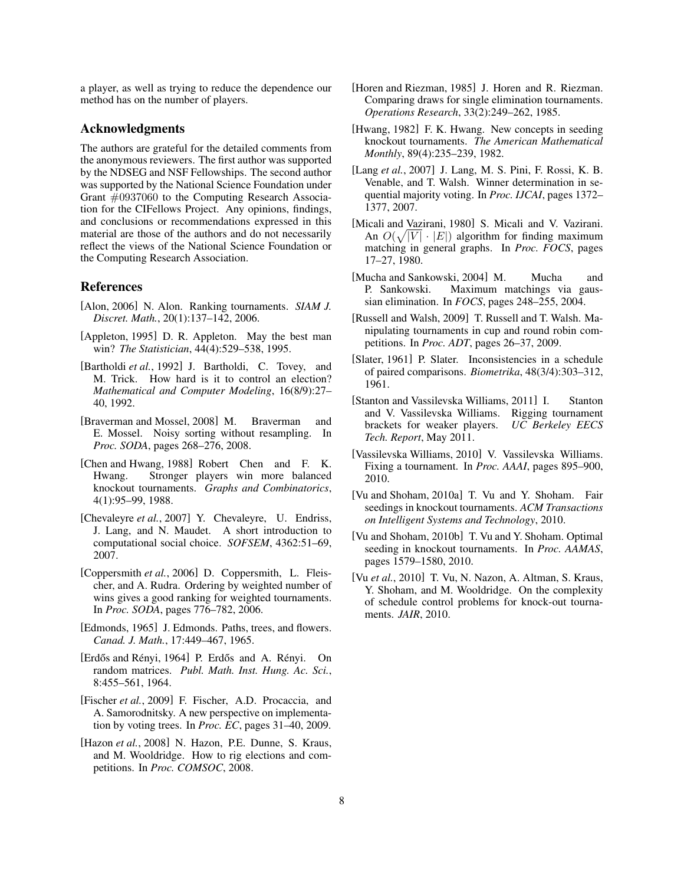a player, as well as trying to reduce the dependence our method has on the number of players.

## Acknowledgments

The authors are grateful for the detailed comments from the anonymous reviewers. The first author was supported by the NDSEG and NSF Fellowships. The second author was supported by the National Science Foundation under Grant #0937060 to the Computing Research Association for the CIFellows Project. Any opinions, findings, and conclusions or recommendations expressed in this material are those of the authors and do not necessarily reflect the views of the National Science Foundation or the Computing Research Association.

## References

[Alon, 2006] N. Alon. Ranking tournaments. *SIAM J. Discret. Math.*, 20(1):137–142, 2006.

[Appleton, 1995] D. R. Appleton. May the best man win? *The Statistician*, 44(4):529–538, 1995.

[Bartholdi *et al.*, 1992] J. Bartholdi, C. Tovey, and M. Trick. How hard is it to control an election? *Mathematical and Computer Modeling*, 16(8/9):27–40, 1992.

[Braverman and Mossel, 2008] M. Braverman and E. Mossel. Noisy sorting without resampling. In *Proc. SODA*, pages 268–276, 2008.

[Chen and Hwang, 1988] Robert Chen and F. K. Hwang. Stronger players win more balanced knockout tournaments. *Graphs and Combinatorics*, 4(1):95–99, 1988.

[Chevaleyre *et al.*, 2007] Y. Chevaleyre, U. Endriss, J. Lang, and N. Maudet. A short introduction to computational social choice. *SOFSEM*, 4362:51–69, 2007.

[Coppersmith *et al.*, 2006] D. Coppersmith, L. Fleischer, and A. Rudra. Ordering by weighted number of wins gives a good ranking for weighted tournaments. In *Proc. SODA*, pages 776–782, 2006.

[Edmonds, 1965] J. Edmonds. Paths, trees, and flowers. *Canad. J. Math.*, 17:449–467, 1965.

[Erdős and Rényi, 1964] P. Erdős and A. Rényi. On random matrices. *Publ. Math. Inst. Hung. Ac. Sci.*, 8:455–561, 1964.

[Fischer *et al.*, 2009] F. Fischer, A.D. Procaccia, and A. Samorodnitsky. A new perspective on implementation by voting trees. In *Proc. EC*, pages 31–40, 2009.

[Hazon *et al.*, 2008] N. Hazon, P.E. Dunne, S. Kraus, and M. Wooldridge. How to rig elections and competitions. In *Proc. COMSOC*, 2008.

[Horen and Riezman, 1985] J. Horen and R. Riezman. Comparing draws for single elimination tournaments. *Operations Research*, 33(2):249–262, 1985.

[Hwang, 1982] F. K. Hwang. New concepts in seeding knockout tournaments. *The American Mathematical Monthly*, 89(4):235–239, 1982.

[Lang *et al.*, 2007] J. Lang, M. S. Pini, F. Rossi, K. B. Venable, and T. Walsh. Winner determination in sequential majority voting. In *Proc. IJCAI*, pages 1372–1377, 2007.

[Micali and Vazirani, 1980] S. Micali and V. Vazirani. An $O(\sqrt{|V|} \cdot |E|)$ algorithm for finding maximum matching in general graphs. In *Proc. FOCS*, pages 17–27, 1980.

[Mucha and Sankowski, 2004] M. Mucha and P. Sankowski. Maximum matchings via gaussian elimination. In *FOCS*, pages 248–255, 2004.

[Russell and Walsh, 2009] T. Russell and T. Walsh. Manipulating tournaments in cup and round robin competitions. In *Proc. ADT*, pages 26–37, 2009.

[Slater, 1961] P. Slater. Inconsistencies in a schedule of paired comparisons. *Biometrika*, 48(3/4):303–312, 1961.

[Stanton and Vassilevska Williams, 2011] I. Stanton and V. Vassilevska Williams. Rigging tournament brackets for weaker players. *UC Berkeley EECS Tech. Report*, May 2011.

[Vassilevska Williams, 2010] V. Vassilevska Williams. Fixing a tournament. In *Proc. AAAI*, pages 895–900, 2010.

[Vu and Shoham, 2010a] T. Vu and Y. Shoham. Fair seedings in knockout tournaments. *ACM Transactions on Intelligent Systems and Technology*, 2010.

[Vu and Shoham, 2010b] T. Vu and Y. Shoham. Optimal seeding in knockout tournaments. In *Proc. AAMAS*, pages 1579–1580, 2010.

[Vu *et al.*, 2010] T. Vu, N. Nazon, A. Altman, S. Kraus, Y. Shoham, and M. Wooldridge. On the complexity of schedule control problems for knock-out tournaments. *JAIR*, 2010.